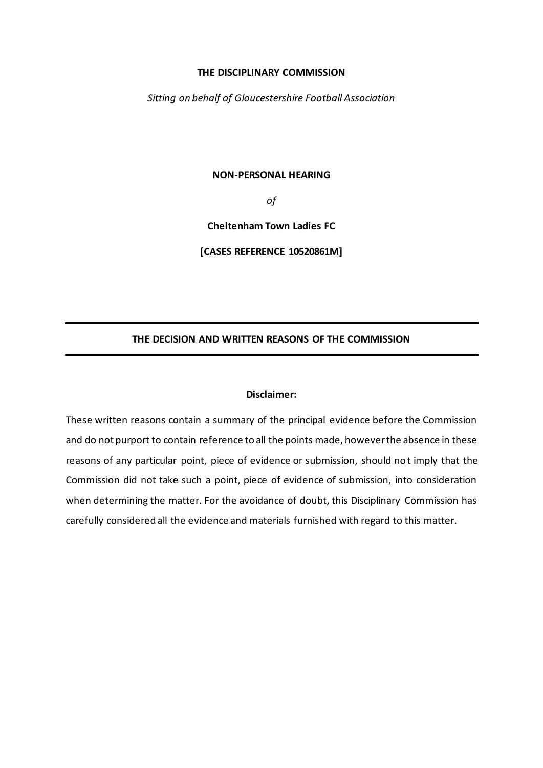**THE DISCIPLINARY COMMISSION**

*Sitting on behalf of Gloucestershire Football Association*

**NON-PERSONAL HEARING**

*of*

**Cheltenham Town Ladies FC**

**[CASES REFERENCE 10520861M]**

---

## THE DECISION AND WRITTEN REASONS OF THE COMMISSION

---

**Disclaimer:**

These written reasons contain a summary of the principal evidence before the Commission and do not purport to contain reference to all the points made, however the absence in these reasons of any particular point, piece of evidence or submission, should not imply that the Commission did not take such a point, piece of evidence of submission, into consideration when determining the matter. For the avoidance of doubt, this Disciplinary Commission has carefully considered all the evidence and materials furnished with regard to this matter.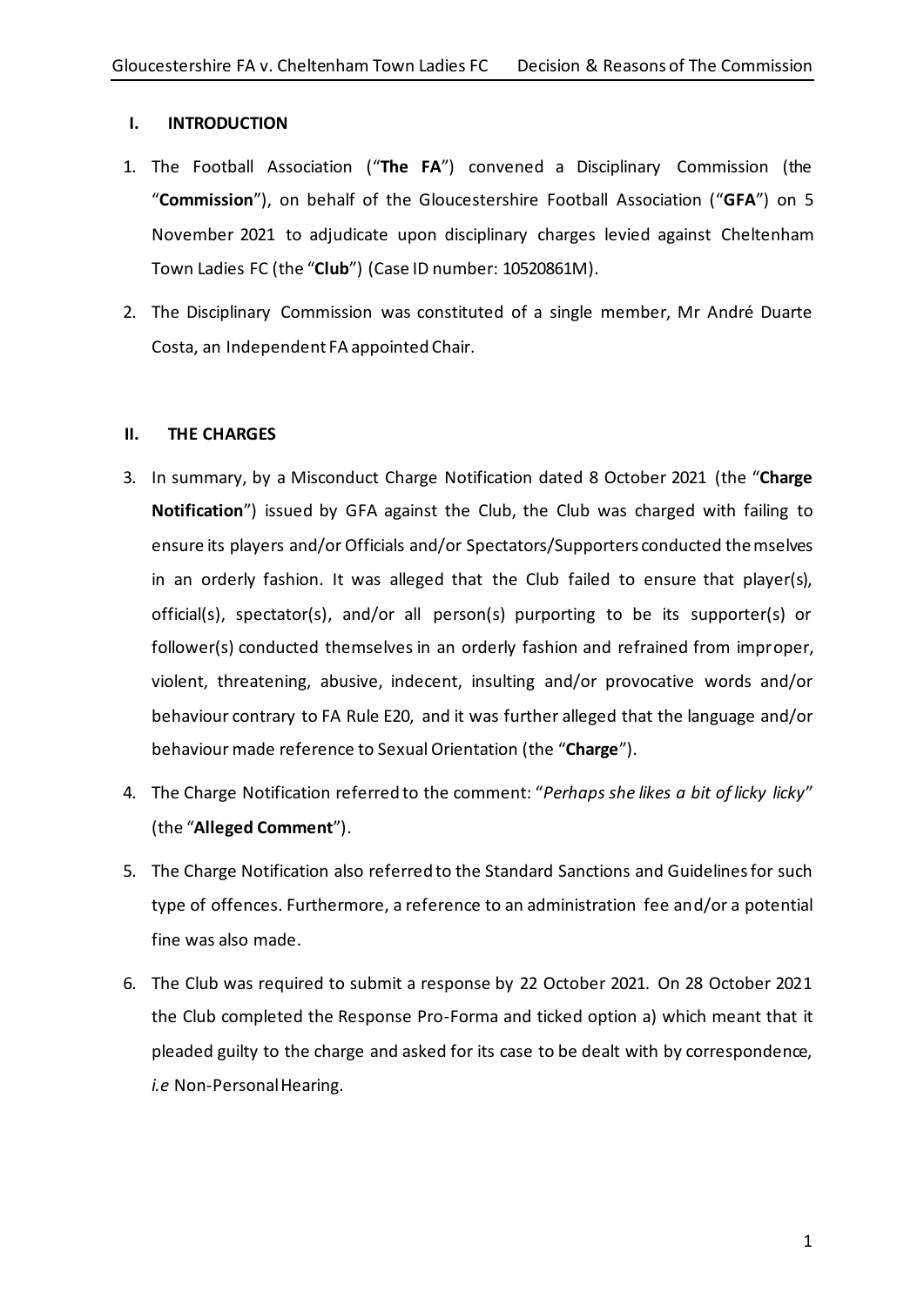## I. INTRODUCTION

1. The Football Association ("**The FA**") convened a Disciplinary Commission (the "**Commission**"), on behalf of the Gloucestershire Football Association ("**GFA**") on 5 November 2021 to adjudicate upon disciplinary charges levied against Cheltenham Town Ladies FC (the "**Club**") (Case ID number: 10520861M).

2. The Disciplinary Commission was constituted of a single member, Mr André Duarte Costa, an Independent FA appointed Chair.

## II. THE CHARGES

3. In summary, by a Misconduct Charge Notification dated 8 October 2021 (the "**Charge Notification**") issued by GFA against the Club, the Club was charged with failing to ensure its players and/or Officials and/or Spectators/Supporters conducted themselves in an orderly fashion. It was alleged that the Club failed to ensure that player(s), official(s), spectator(s), and/or all person(s) purporting to be its supporter(s) or follower(s) conducted themselves in an orderly fashion and refrained from improper, violent, threatening, abusive, indecent, insulting and/or provocative words and/or behaviour contrary to FA Rule E20, and it was further alleged that the language and/or behaviour made reference to Sexual Orientation (the "**Charge**").

4. The Charge Notification referred to the comment: "*Perhaps she likes a bit of licky licky*" (the "**Alleged Comment**").

5. The Charge Notification also referred to the Standard Sanctions and Guidelines for such type of offences. Furthermore, a reference to an administration fee and/or a potential fine was also made.

6. The Club was required to submit a response by 22 October 2021. On 28 October 2021 the Club completed the Response Pro-Forma and ticked option a) which meant that it pleaded guilty to the charge and asked for its case to be dealt with by correspondence, *i.e* Non-Personal Hearing.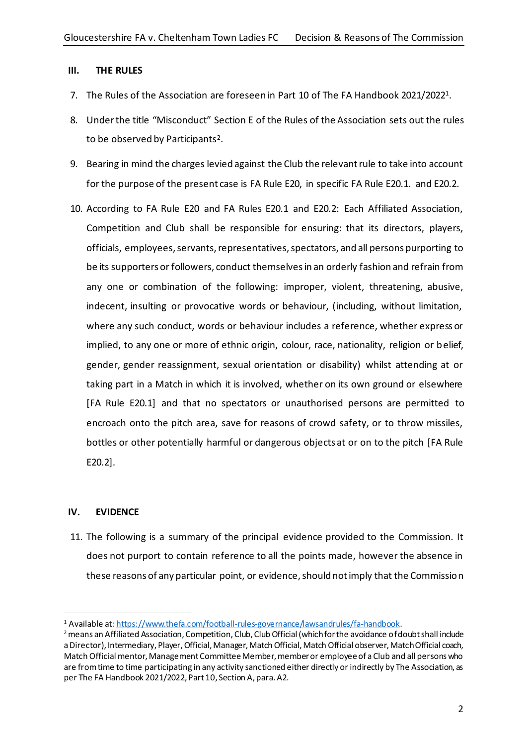## III. THE RULES

7. The Rules of the Association are foreseen in Part 10 of The FA Handbook 2021/2022[1].

8. Under the title "Misconduct" Section E of the Rules of the Association sets out the rules to be observed by Participants[2].

9. Bearing in mind the charges levied against the Club the relevant rule to take into account for the purpose of the present case is FA Rule E20, in specific FA Rule E20.1. and E20.2.

10. According to FA Rule E20 and FA Rules E20.1 and E20.2: Each Affiliated Association, Competition and Club shall be responsible for ensuring: that its directors, players, officials, employees, servants, representatives, spectators, and all persons purporting to be its supporters or followers, conduct themselves in an orderly fashion and refrain from any one or combination of the following: improper, violent, threatening, abusive, indecent, insulting or provocative words or behaviour, (including, without limitation, where any such conduct, words or behaviour includes a reference, whether express or implied, to any one or more of ethnic origin, colour, race, nationality, religion or belief, gender, gender reassignment, sexual orientation or disability) whilst attending at or taking part in a Match in which it is involved, whether on its own ground or elsewhere [FA Rule E20.1] and that no spectators or unauthorised persons are permitted to encroach onto the pitch area, save for reasons of crowd safety, or to throw missiles, bottles or other potentially harmful or dangerous objects at or on to the pitch [FA Rule E20.2].

## IV. EVIDENCE

11. The following is a summary of the principal evidence provided to the Commission. It does not purport to contain reference to all the points made, however the absence in these reasons of any particular point, or evidence, should not imply that the Commission

---

[1] Available at: https://www.thefa.com/football-rules-governance/lawsandrules/fa-handbook.

[2] means an Affiliated Association, Competition, Club, Club Official (which for the avoidance of doubt shall include a Director), Intermediary, Player, Official, Manager, Match Official, Match Official coach, Match Official mentor, Management Committee Member, member or employee of a Club and all persons who are from time to time participating in any activity sanctioned either directly or indirectly by The Association, as per The FA Handbook 2021/2022, Part 10, Section A, para. A2.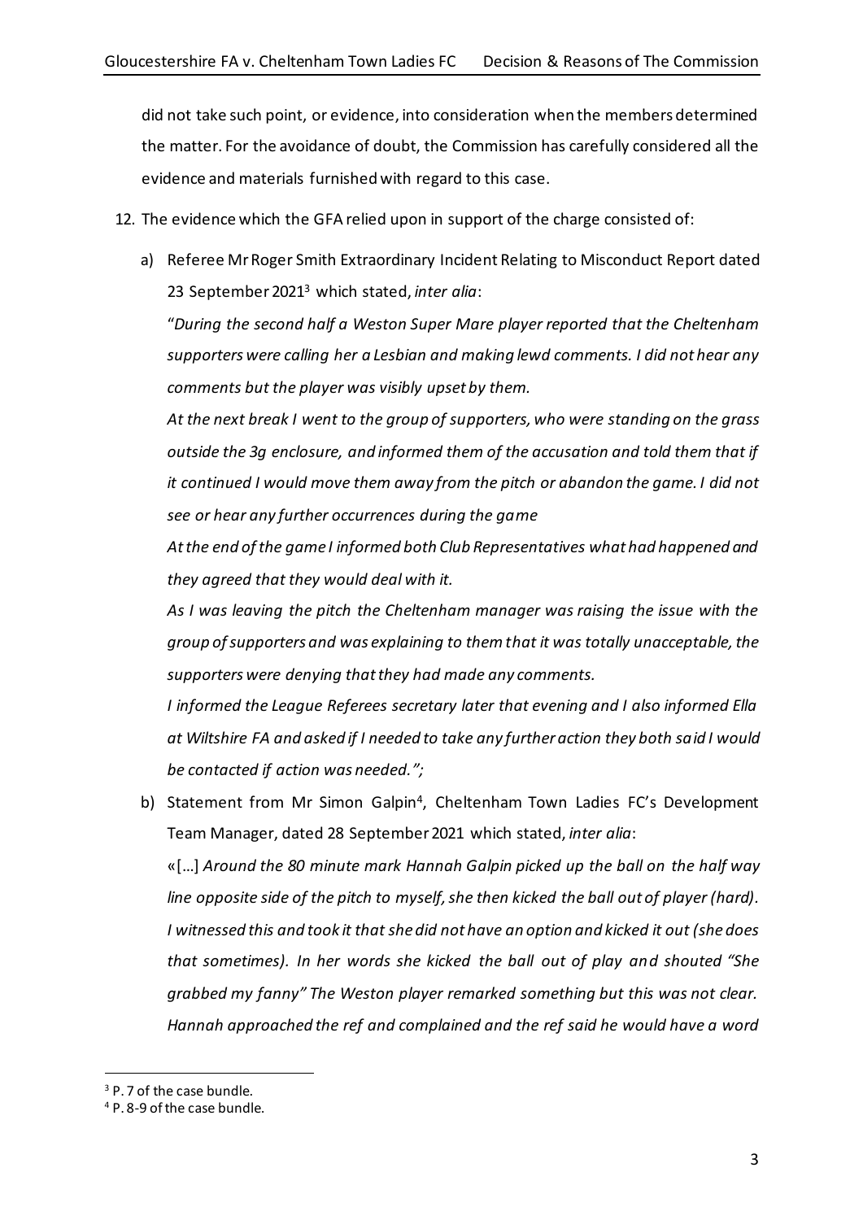did not take such point, or evidence, into consideration when the members determined the matter. For the avoidance of doubt, the Commission has carefully considered all the evidence and materials furnished with regard to this case.

12. The evidence which the GFA relied upon in support of the charge consisted of:

   a) Referee Mr Roger Smith Extraordinary Incident Relating to Misconduct Report dated 23 September 2021[3] which stated, *inter alia*:

   "*During the second half a Weston Super Mare player reported that the Cheltenham supporters were calling her a Lesbian and making lewd comments. I did not hear any comments but the player was visibly upset by them.*

   *At the next break I went to the group of supporters, who were standing on the grass outside the 3g enclosure, and informed them of the accusation and told them that if it continued I would move them away from the pitch or abandon the game. I did not see or hear any further occurrences during the game*

   *At the end of the game I informed both Club Representatives what had happened and they agreed that they would deal with it.*

   *As I was leaving the pitch the Cheltenham manager was raising the issue with the group of supporters and was explaining to them that it was totally unacceptable, the supporters were denying that they had made any comments.*

   *I informed the League Referees secretary later that evening and I also informed Ella at Wiltshire FA and asked if I needed to take any further action they both said I would be contacted if action was needed.";*

   b) Statement from Mr Simon Galpin[4], Cheltenham Town Ladies FC's Development Team Manager, dated 28 September 2021 which stated, *inter alia*:

   «[…] *Around the 80 minute mark Hannah Galpin picked up the ball on the half way line opposite side of the pitch to myself, she then kicked the ball out of player (hard). I witnessed this and took it that she did not have an option and kicked it out (she does that sometimes). In her words she kicked the ball out of play and shouted "She grabbed my fanny" The Weston player remarked something but this was not clear. Hannah approached the ref and complained and the ref said he would have a word*

---

[3] P. 7 of the case bundle.

[4] P. 8-9 of the case bundle.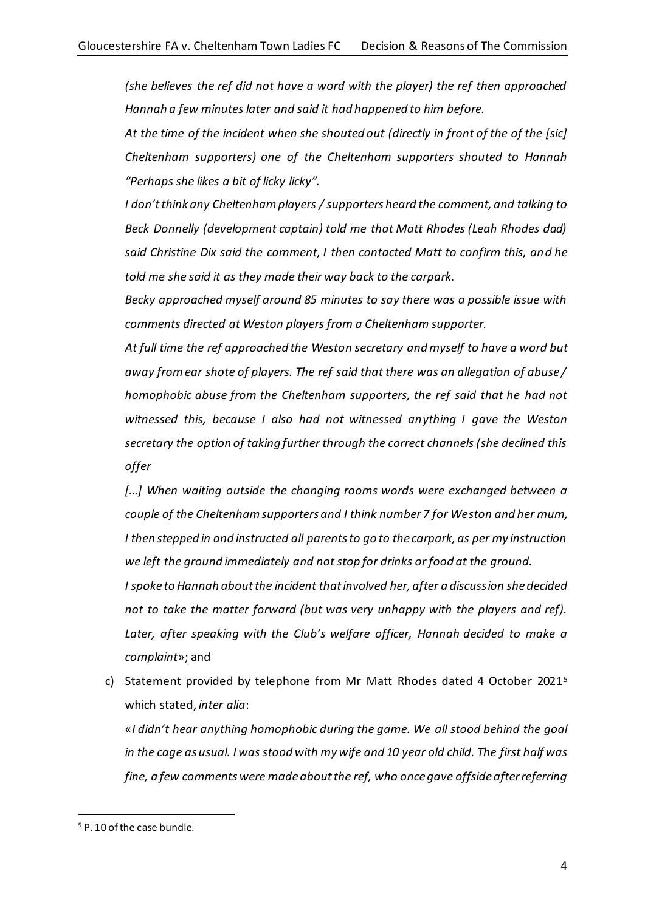*(she believes the ref did not have a word with the player) the ref then approached Hannah a few minutes later and said it had happened to him before.*

*At the time of the incident when she shouted out (directly in front of the of the [sic] Cheltenham supporters) one of the Cheltenham supporters shouted to Hannah "Perhaps she likes a bit of licky licky".*

*I don't think any Cheltenham players / supporters heard the comment, and talking to Beck Donnelly (development captain) told me that Matt Rhodes (Leah Rhodes dad) said Christine Dix said the comment, I then contacted Matt to confirm this, and he told me she said it as they made their way back to the carpark.*

*Becky approached myself around 85 minutes to say there was a possible issue with comments directed at Weston players from a Cheltenham supporter.*

*At full time the ref approached the Weston secretary and myself to have a word but away from ear shote of players. The ref said that there was an allegation of abuse / homophobic abuse from the Cheltenham supporters, the ref said that he had not witnessed this, because I also had not witnessed anything I gave the Weston secretary the option of taking further through the correct channels (she declined this offer*

*[…] When waiting outside the changing rooms words were exchanged between a couple of the Cheltenham supporters and I think number 7 for Weston and her mum, I then stepped in and instructed all parents to go to the carpark, as per my instruction we left the ground immediately and not stop for drinks or food at the ground.*

*I spoke to Hannah about the incident that involved her, after a discussion she decided not to take the matter forward (but was very unhappy with the players and ref). Later, after speaking with the Club's welfare officer, Hannah decided to make a complaint*»; and

c) Statement provided by telephone from Mr Matt Rhodes dated 4 October 2021[5] which stated, *inter alia*:

«*I didn't hear anything homophobic during the game. We all stood behind the goal in the cage as usual. I was stood with my wife and 10 year old child. The first half was fine, a few comments were made about the ref, who once gave offside after referring*

[5] P. 10 of the case bundle.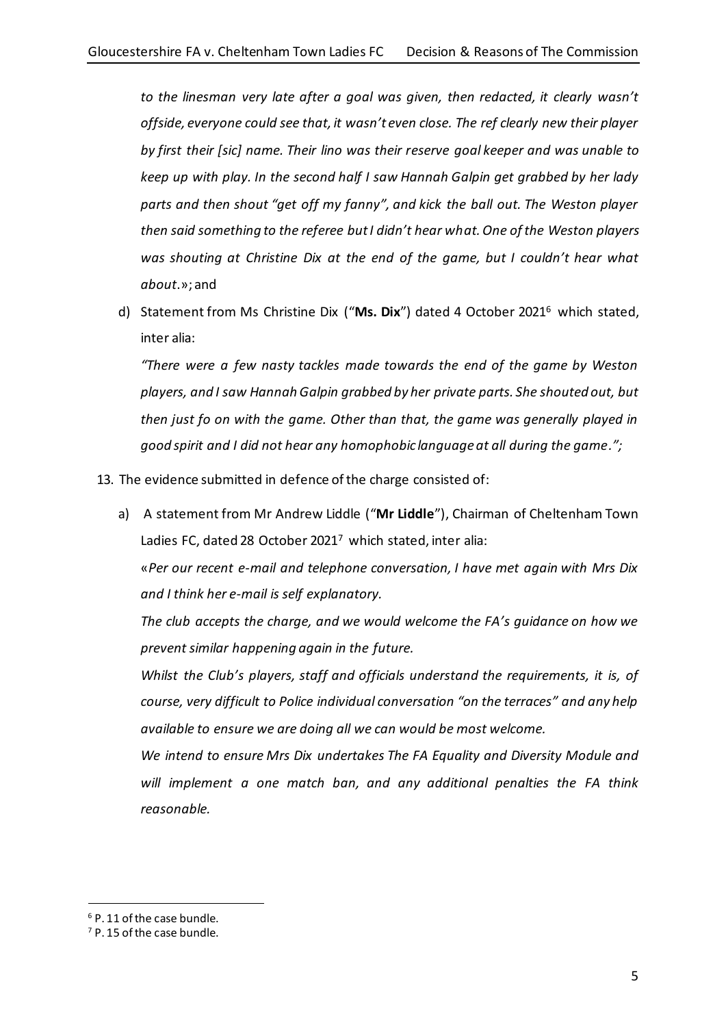*to the linesman very late after a goal was given, then redacted, it clearly wasn't offside, everyone could see that, it wasn't even close. The ref clearly new their player by first their [sic] name. Their lino was their reserve goal keeper and was unable to keep up with play. In the second half I saw Hannah Galpin get grabbed by her lady parts and then shout "get off my fanny", and kick the ball out. The Weston player then said something to the referee but I didn't hear what. One of the Weston players was shouting at Christine Dix at the end of the game, but I couldn't hear what about.*»; and

d) Statement from Ms Christine Dix ("**Ms. Dix**") dated 4 October 2021[6] which stated, inter alia:

*"There were a few nasty tackles made towards the end of the game by Weston players, and I saw Hannah Galpin grabbed by her private parts. She shouted out, but then just fo on with the game. Other than that, the game was generally played in good spirit and I did not hear any homophobic language at all during the game.";*

13. The evidence submitted in defence of the charge consisted of:

a) A statement from Mr Andrew Liddle ("**Mr Liddle**"), Chairman of Cheltenham Town Ladies FC, dated 28 October 2021[7] which stated, inter alia:

«*Per our recent e-mail and telephone conversation, I have met again with Mrs Dix and I think her e-mail is self explanatory.*

*The club accepts the charge, and we would welcome the FA's guidance on how we prevent similar happening again in the future.*

*Whilst the Club's players, staff and officials understand the requirements, it is, of course, very difficult to Police individual conversation "on the terraces" and any help available to ensure we are doing all we can would be most welcome.*

*We intend to ensure Mrs Dix undertakes The FA Equality and Diversity Module and will implement a one match ban, and any additional penalties the FA think reasonable.*

---

[6] P. 11 of the case bundle.

[7] P. 15 of the case bundle.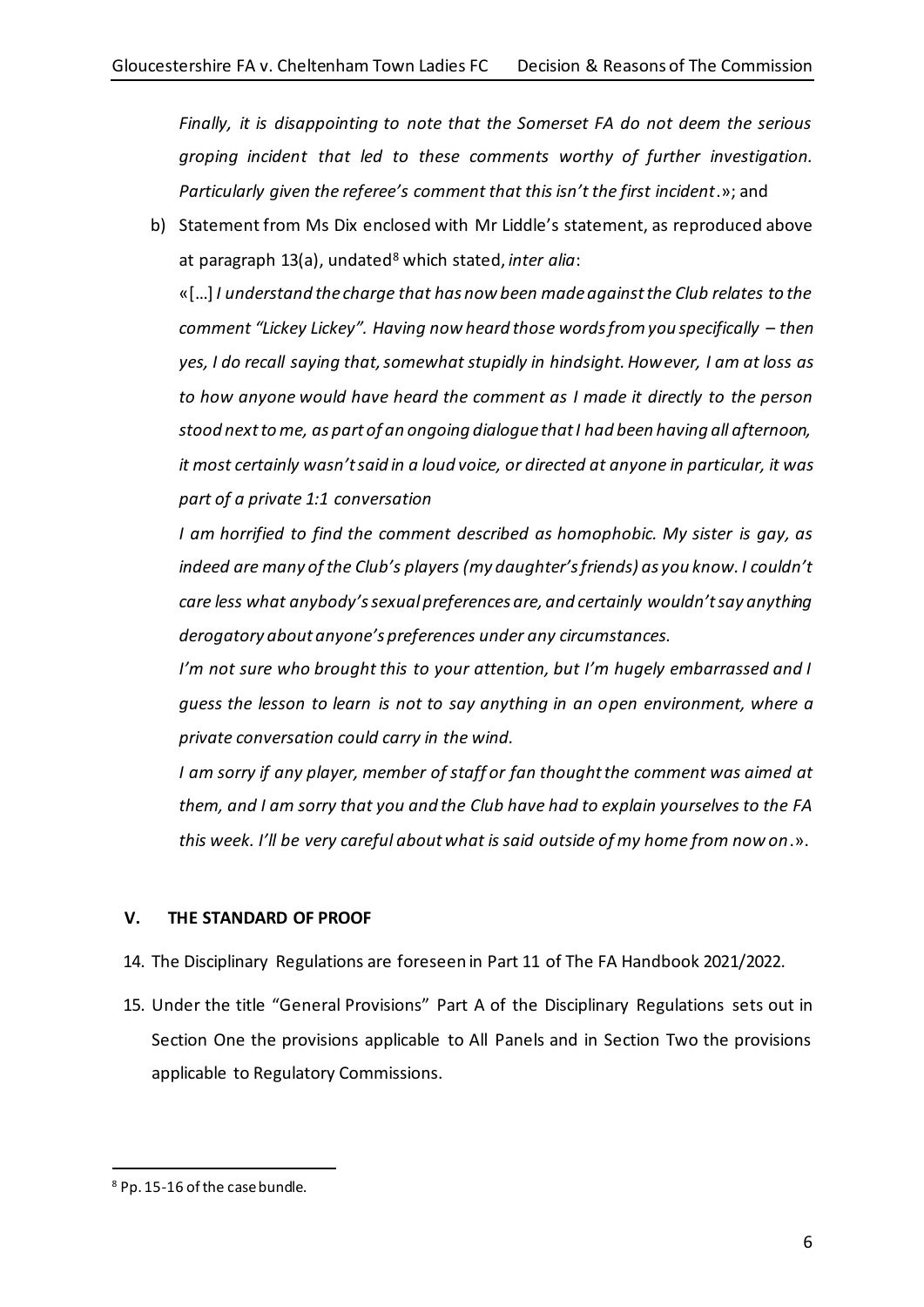*Finally, it is disappointing to note that the Somerset FA do not deem the serious groping incident that led to these comments worthy of further investigation. Particularly given the referee's comment that this isn't the first incident*.»; and

b) Statement from Ms Dix enclosed with Mr Liddle's statement, as reproduced above at paragraph 13(a), undated[8] which stated, *inter alia*:

«[…] *I understand the charge that has now been made against the Club relates to the comment "Lickey Lickey". Having now heard those words from you specifically – then yes, I do recall saying that, somewhat stupidly in hindsight. However, I am at loss as to how anyone would have heard the comment as I made it directly to the person stood next to me, as part of an ongoing dialogue that I had been having all afternoon, it most certainly wasn't said in a loud voice, or directed at anyone in particular, it was part of a private 1:1 conversation*

*I am horrified to find the comment described as homophobic. My sister is gay, as indeed are many of the Club's players (my daughter's friends) as you know. I couldn't care less what anybody's sexual preferences are, and certainly wouldn't say anything derogatory about anyone's preferences under any circumstances.*

*I'm not sure who brought this to your attention, but I'm hugely embarrassed and I guess the lesson to learn is not to say anything in an open environment, where a private conversation could carry in the wind.*

*I am sorry if any player, member of staff or fan thought the comment was aimed at them, and I am sorry that you and the Club have had to explain yourselves to the FA this week. I'll be very careful about what is said outside of my home from now on*.».

## V. THE STANDARD OF PROOF

14. The Disciplinary Regulations are foreseen in Part 11 of The FA Handbook 2021/2022.

15. Under the title "General Provisions" Part A of the Disciplinary Regulations sets out in Section One the provisions applicable to All Panels and in Section Two the provisions applicable to Regulatory Commissions.

[8] Pp. 15-16 of the case bundle.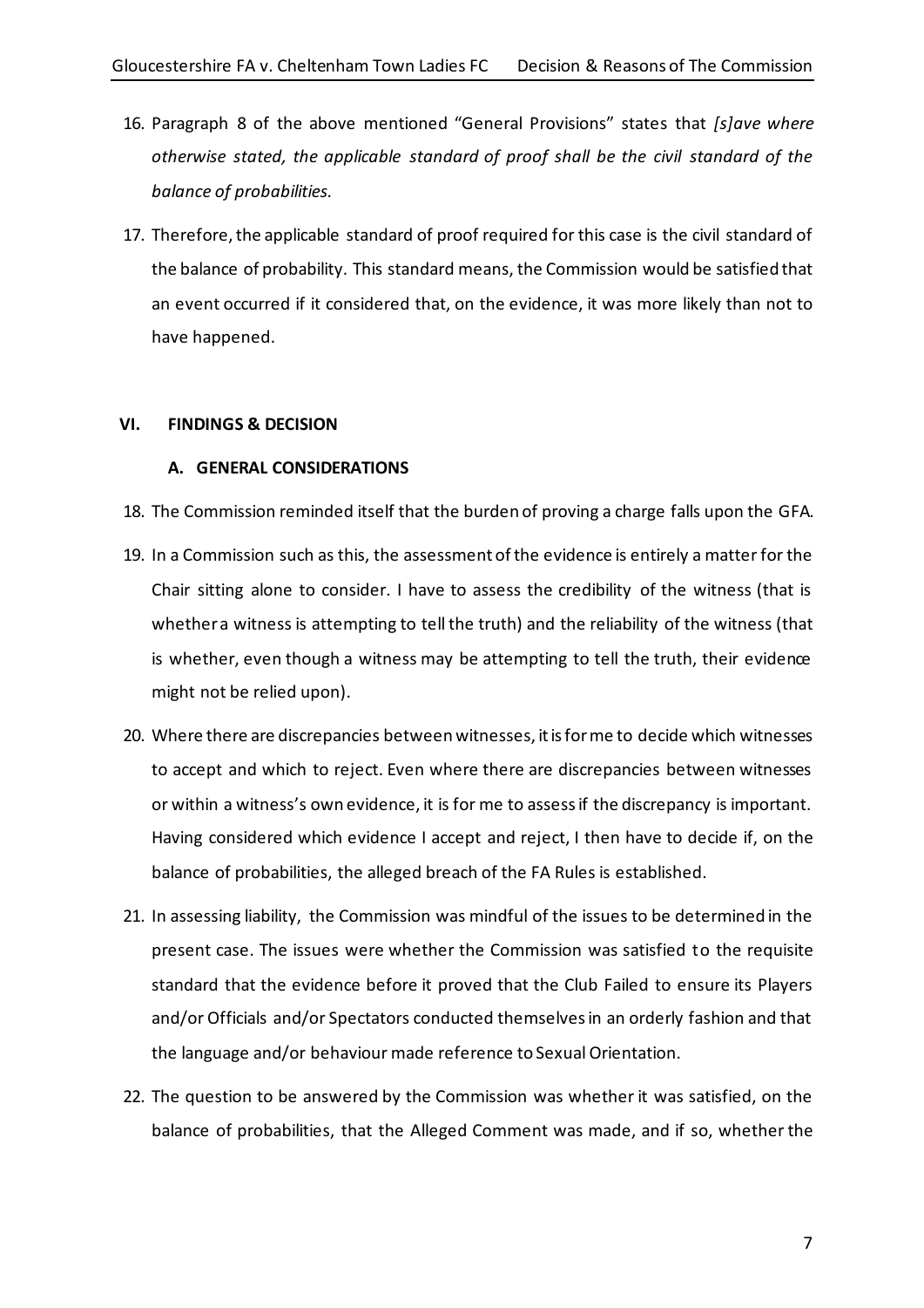16. Paragraph 8 of the above mentioned "General Provisions" states that *[s]ave where otherwise stated, the applicable standard of proof shall be the civil standard of the balance of probabilities.*

17. Therefore, the applicable standard of proof required for this case is the civil standard of the balance of probability. This standard means, the Commission would be satisfied that an event occurred if it considered that, on the evidence, it was more likely than not to have happened.

## VI. FINDINGS & DECISION

### A. GENERAL CONSIDERATIONS

18. The Commission reminded itself that the burden of proving a charge falls upon the GFA.

19. In a Commission such as this, the assessment of the evidence is entirely a matter for the Chair sitting alone to consider. I have to assess the credibility of the witness (that is whether a witness is attempting to tell the truth) and the reliability of the witness (that is whether, even though a witness may be attempting to tell the truth, their evidence might not be relied upon).

20. Where there are discrepancies between witnesses, it is for me to decide which witnesses to accept and which to reject. Even where there are discrepancies between witnesses or within a witness's own evidence, it is for me to assess if the discrepancy is important. Having considered which evidence I accept and reject, I then have to decide if, on the balance of probabilities, the alleged breach of the FA Rules is established.

21. In assessing liability, the Commission was mindful of the issues to be determined in the present case. The issues were whether the Commission was satisfied to the requisite standard that the evidence before it proved that the Club Failed to ensure its Players and/or Officials and/or Spectators conducted themselves in an orderly fashion and that the language and/or behaviour made reference to Sexual Orientation.

22. The question to be answered by the Commission was whether it was satisfied, on the balance of probabilities, that the Alleged Comment was made, and if so, whether the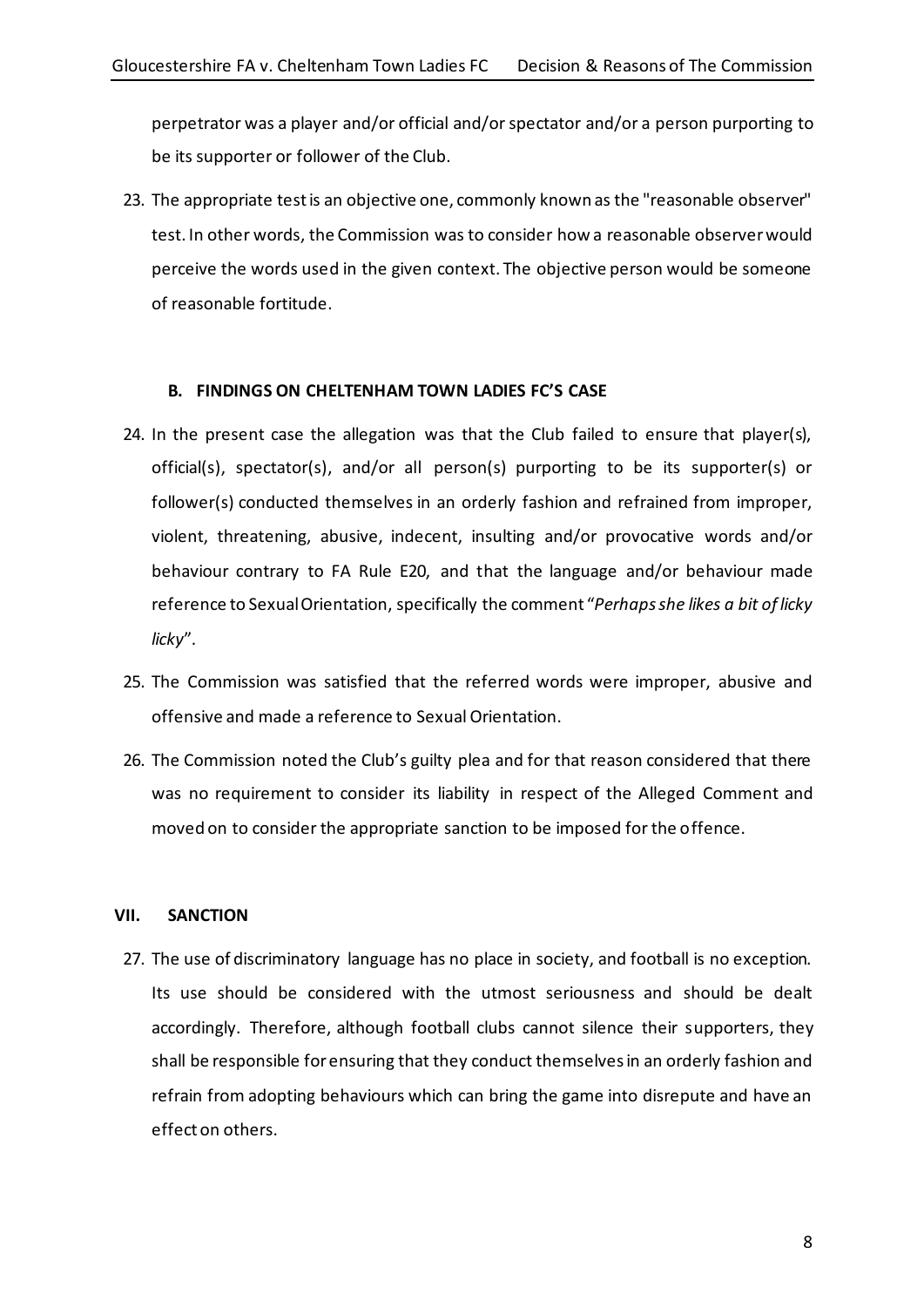perpetrator was a player and/or official and/or spectator and/or a person purporting to be its supporter or follower of the Club.

23. The appropriate test is an objective one, commonly known as the "reasonable observer" test. In other words, the Commission was to consider how a reasonable observer would perceive the words used in the given context. The objective person would be someone of reasonable fortitude.

### B. FINDINGS ON CHELTENHAM TOWN LADIES FC'S CASE

24. In the present case the allegation was that the Club failed to ensure that player(s), official(s), spectator(s), and/or all person(s) purporting to be its supporter(s) or follower(s) conducted themselves in an orderly fashion and refrained from improper, violent, threatening, abusive, indecent, insulting and/or provocative words and/or behaviour contrary to FA Rule E20, and that the language and/or behaviour made reference to Sexual Orientation, specifically the comment "*Perhaps she likes a bit of licky licky*".

25. The Commission was satisfied that the referred words were improper, abusive and offensive and made a reference to Sexual Orientation.

26. The Commission noted the Club's guilty plea and for that reason considered that there was no requirement to consider its liability in respect of the Alleged Comment and moved on to consider the appropriate sanction to be imposed for the offence.

## VII. SANCTION

27. The use of discriminatory language has no place in society, and football is no exception. Its use should be considered with the utmost seriousness and should be dealt accordingly. Therefore, although football clubs cannot silence their supporters, they shall be responsible for ensuring that they conduct themselves in an orderly fashion and refrain from adopting behaviours which can bring the game into disrepute and have an effect on others.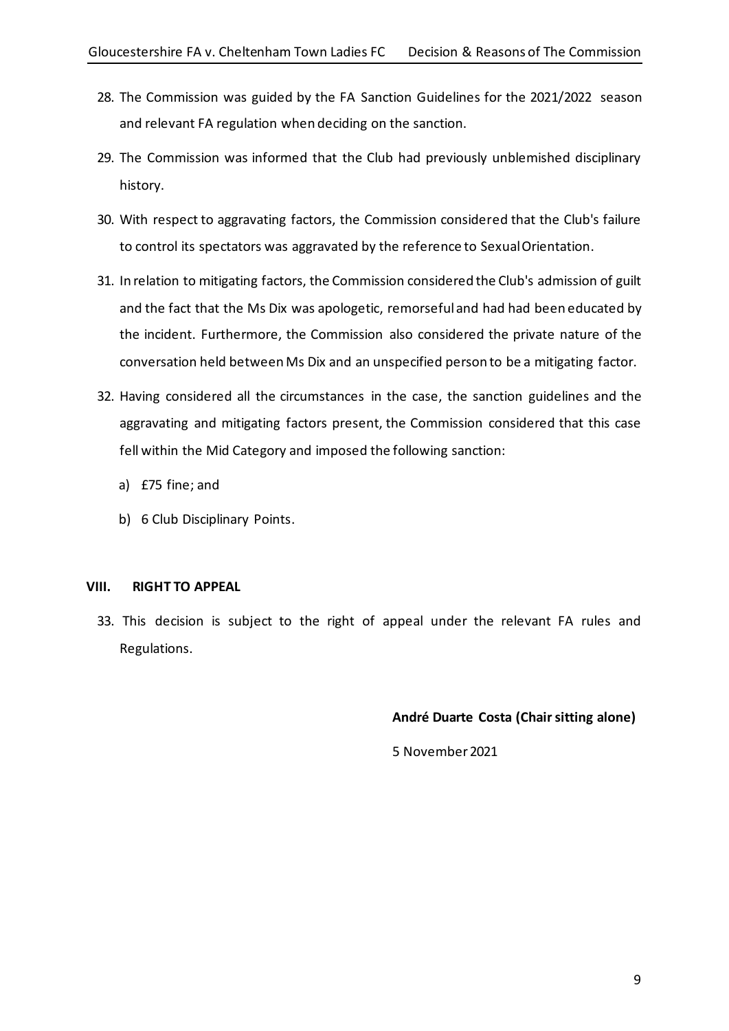28. The Commission was guided by the FA Sanction Guidelines for the 2021/2022 season and relevant FA regulation when deciding on the sanction.

29. The Commission was informed that the Club had previously unblemished disciplinary history.

30. With respect to aggravating factors, the Commission considered that the Club's failure to control its spectators was aggravated by the reference to Sexual Orientation.

31. In relation to mitigating factors, the Commission considered the Club's admission of guilt and the fact that the Ms Dix was apologetic, remorseful and had had been educated by the incident. Furthermore, the Commission also considered the private nature of the conversation held between Ms Dix and an unspecified person to be a mitigating factor.

32. Having considered all the circumstances in the case, the sanction guidelines and the aggravating and mitigating factors present, the Commission considered that this case fell within the Mid Category and imposed the following sanction:

    a) £75 fine; and

    b) 6 Club Disciplinary Points.

## VIII. RIGHT TO APPEAL

33. This decision is subject to the right of appeal under the relevant FA rules and Regulations.

**André Duarte Costa (Chair sitting alone)**

5 November 2021